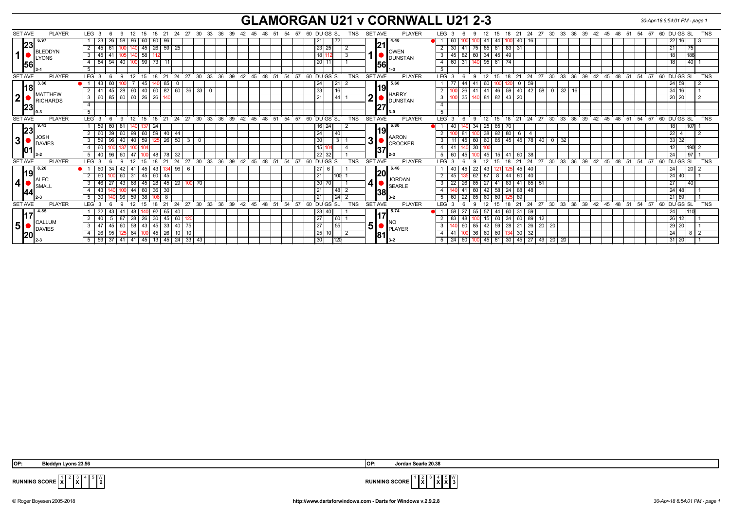# GLAMORGAN U21 v CORNWALL U21 2-3

30-Apr-18 6:54:01 PM - page 1

## Match 1

| SET AVE | PLAYER | LEG | 3 | 6 | 9 | 12 | 15 | 18 | 21 | 24 | 27 | 30 | DU | GS | SL | TNS |
|---|---|---|---|---|---|---|---|---|---|---|---|---|---|---|---|---|
| 6.97 | BLEDDYN LYONS | 1 | 23 | 26 | 58 | 86 | 60 | 80 | 96 | | | | 21 | | 72 | |
| 23.56 | 3-1 | 2 | 45 | 61 | 100 | 140 | 45 | 26 | 59 | 25 | | | 23 | 25 | | 2 |
| | | 3 | 45 | 41 | 105 | 140 | 58 | 112 | | | | | 18 | 112 | | 3 |
| | | 4 | 84 | 94 | 40 | 100 | 99 | 73 | 11 | | | | 20 | 11 | | 1 |
| | | 5 | | | | | | | | | | | | | | |

| SET AVE | PLAYER | LEG | 3 | 6 | 9 | 12 | 15 | 18 | 21 | 24 | 27 | 30 | DU | GS | SL | TNS |
|---|---|---|---|---|---|---|---|---|---|---|---|---|---|---|---|---|
| 4.40 | OWEN DUNSTAN | 1 | 60 | 100 | 100 | 41 | 44 | 100 | 40 | 16 | | | 22 | 16 | | 3 |
| 21.56 | 1-3 | 2 | 30 | 41 | 75 | 85 | 81 | 83 | 31 | | | | 21 | | 75 | |
| | | 3 | 45 | 82 | 60 | 34 | 45 | 49 | | | | | 18 | | 186 | |
| | | 4 | 60 | 31 | 140 | 95 | 61 | 74 | | | | | 18 | | 40 | 1 |
| | | 5 | | | | | | | | | | | | | | |

## Match 2

| SET AVE | PLAYER | LEG | 3 | 6 | 9 | 12 | 15 | 18 | 21 | 24 | 27 | 30 | 33 | DU | GS | SL | TNS |
|---|---|---|---|---|---|---|---|---|---|---|---|---|---|---|---|---|---|
| 3.80 | MATTHEW RICHARDS | 1 | 43 | 60 | 100 | 7 | 45 | 140 | 85 | 0 | | | | 24 | | 21 | 2 |
| 18.23 | 0-3 | 2 | 41 | 45 | 28 | 60 | 40 | 60 | 82 | 60 | 36 | 33 | 0 | 33 | | 16 | |
| | | 3 | 60 | 85 | 60 | 60 | 26 | 26 | 140 | | | | | 21 | | 44 | 1 |
| | | 4 | | | | | | | | | | | | | | | |
| | | 5 | | | | | | | | | | | | | | | |

| SET AVE | PLAYER | LEG | 3 | 6 | 9 | 12 | 15 | 18 | 21 | 24 | 27 | 30 | 33 | 36 | DU | GS | SL | TNS |
|---|---|---|---|---|---|---|---|---|---|---|---|---|---|---|---|---|---|---|
| 5.60 | HARRY DUNSTAN | 1 | 77 | 44 | 41 | 60 | 100 | 120 | 0 | 59 | | | | | 24 | 59 | | 2 |
| 19.27 | 3-0 | 2 | 100 | 26 | 41 | 41 | 46 | 59 | 40 | 42 | 58 | 0 | 32 | 16 | 34 | 16 | | 1 |
| | | 3 | 100 | 35 | 140 | 81 | 82 | 43 | 20 | | | | | | 20 | 20 | | 2 |
| | | 4 | | | | | | | | | | | | | | | | |
| | | 5 | | | | | | | | | | | | | | | | |

## Match 3

| SET AVE | PLAYER | LEG | 3 | 6 | 9 | 12 | 15 | 18 | 21 | 24 | 27 | 30 | DU | GS | SL | TNS |
|---|---|---|---|---|---|---|---|---|---|---|---|---|---|---|---|---|
| 9.43 | JOSH DAVIES | 1 | 59 | 60 | 81 | 140 | 137 | 24 | | | | | 16 | 24 | | 2 |
| 23.01 | 3-2 | 2 | 60 | 39 | 60 | 99 | 60 | 59 | 40 | 44 | | | 24 | | 40 | |
| | | 3 | 59 | 96 | 40 | 40 | 59 | 125 | 26 | 50 | 3 | 0 | 30 | | 3 | 1 |
| | | 4 | 60 | 100 | 137 | 100 | 104 | | | | | | 15 | 104 | | 4 |
| | | 5 | 40 | 96 | 60 | 47 | 100 | 48 | 78 | 32 | | | 22 | 32 | | 1 |

| SET AVE | PLAYER | LEG | 3 | 6 | 9 | 12 | 15 | 18 | 21 | 24 | 27 | 30 | 33 | DU | GS | SL | TNS |
|---|---|---|---|---|---|---|---|---|---|---|---|---|---|---|---|---|---|
| 6.80 | AARON CROCKER | 1 | 40 | 140 | 34 | 25 | 85 | 70 | | | | | | 18 | | 107 | 1 |
| 19.37 | 2-3 | 2 | 100 | 81 | 100 | 38 | 92 | 80 | 6 | 4 | | | | 22 | 4 | | 2 |
| | | 3 | 11 | 45 | 60 | 60 | 85 | 45 | 45 | 78 | 40 | 0 | 32 | 33 | 32 | | |
| | | 4 | 41 | 140 | 30 | 100 | | | | | | | | 12 | | 190 | 2 |
| | | 5 | 60 | 45 | 100 | 45 | 15 | 41 | 60 | 38 | | | | 24 | | 97 | 1 |

## Match 4

| SET AVE | PLAYER | LEG | 3 | 6 | 9 | 12 | 15 | 18 | 21 | 24 | 27 | 30 | DU | GS | SL | TNS |
|---|---|---|---|---|---|---|---|---|---|---|---|---|---|---|---|---|
| 8.20 | ALEC SMALL | 1 | 60 | 34 | 42 | 41 | 45 | 43 | 134 | 96 | 6 | | 27 | 6 | | 1 |
| 19.44 | 2-3 | 2 | 60 | 100 | 60 | 31 | 45 | 60 | 45 | | | | 21 | | 100 | 1 |
| | | 3 | 46 | 27 | 43 | 68 | 45 | 28 | 45 | 29 | 100 | 70 | 30 | 70 | | 1 |
| | | 4 | 43 | 140 | 100 | 44 | 60 | 36 | 30 | | | | 21 | | 48 | 2 |
| | | 5 | 30 | 140 | 96 | 59 | 38 | 106 | 8 | | | | 21 | | 24 | 2 |

| SET AVE | PLAYER | LEG | 3 | 6 | 9 | 12 | 15 | 18 | 21 | 24 | 27 | DU | GS | SL | TNS |
|---|---|---|---|---|---|---|---|---|---|---|---|---|---|---|---|
| 6.46 | JORDAN SEARLE | 1 | 40 | 45 | 22 | 43 | 121 | 125 | 45 | 40 | | 24 | | 20 | 2 |
| 20.38 | 3-2 | 2 | 45 | 135 | 62 | 87 | 8 | 44 | 80 | 40 | | 24 | 40 | | 1 |
| | | 3 | 22 | 26 | 85 | 27 | 41 | 83 | 41 | 85 | 51 | 27 | | 40 | |
| | | 4 | 140 | 41 | 60 | 42 | 58 | 24 | 88 | 48 | | 24 | 48 | | 1 |
| | | 5 | 60 | 22 | 85 | 60 | 60 | 125 | 89 | | | 21 | 89 | | 1 |

## Match 5

| SET AVE | PLAYER | LEG | 3 | 6 | 9 | 12 | 15 | 18 | 21 | 24 | 27 | 30 | DU | GS | SL | TNS |
|---|---|---|---|---|---|---|---|---|---|---|---|---|---|---|---|---|
| 4.85 | CALLUM DAVIES | 1 | 32 | 43 | 41 | 48 | 140 | 92 | 65 | 40 | | | 23 | 40 | | 1 |
| 17.20 | 2-3 | 2 | 40 | 5 | 87 | 28 | 26 | 30 | 45 | 60 | 120 | | 27 | | 60 | 1 |
| | | 3 | 47 | 45 | 60 | 58 | 43 | 45 | 33 | 40 | 75 | | 27 | | 55 | |
| | | 4 | 26 | 95 | 125 | 64 | 100 | 45 | 26 | 10 | 10 | | 25 | 10 | | 2 |
| | | 5 | 59 | 37 | 41 | 41 | 45 | 13 | 45 | 24 | 33 | 43 | 30 | | 120 | |

| SET AVE | PLAYER | LEG | 3 | 6 | 9 | 12 | 15 | 18 | 21 | 24 | 27 | 30 | 33 | DU | GS | SL | TNS |
|---|---|---|---|---|---|---|---|---|---|---|---|---|---|---|---|---|---|
| 5.74 | NO PLAYER | 1 | 58 | 27 | 55 | 57 | 44 | 60 | 31 | 59 | | | | 24 | | 110 | |
| 17.81 | 3-2 | 2 | 83 | 48 | 100 | 15 | 60 | 34 | 60 | 89 | 12 | | | 26 | 12 | | 1 |
| | | 3 | 140 | 60 | 85 | 42 | 59 | 28 | 21 | 26 | 20 | 20 | | 29 | 20 | | 1 |
| | | 4 | 41 | 100 | 36 | 60 | 60 | 134 | 30 | 32 | | | | 24 | | 8 | 2 |
| | | 5 | 24 | 60 | 100 | 45 | 81 | 30 | 45 | 27 | 49 | 20 | 20 | 31 | 20 | | 1 |

**OP:** Bleddyn Lyons 23.56

**OP:** Jordan Searle 20.38

**RUNNING SCORE** (Glamorgan U21)

| 1 | 2 | 3 | 4 | 5 | W |
|---|---|---|---|---|---|
| X | | X | | | 2 |

**RUNNING SCORE** (Cornwall U21)

| 1 | 2 | 3 | 4 | 5 | W |
|---|---|---|---|---|---|
| | X | | X | X | 3 |

© Roger Boyesen 2005-2018 http://www.dartsforwindows.com - Darts for Windows v.2.9.2.8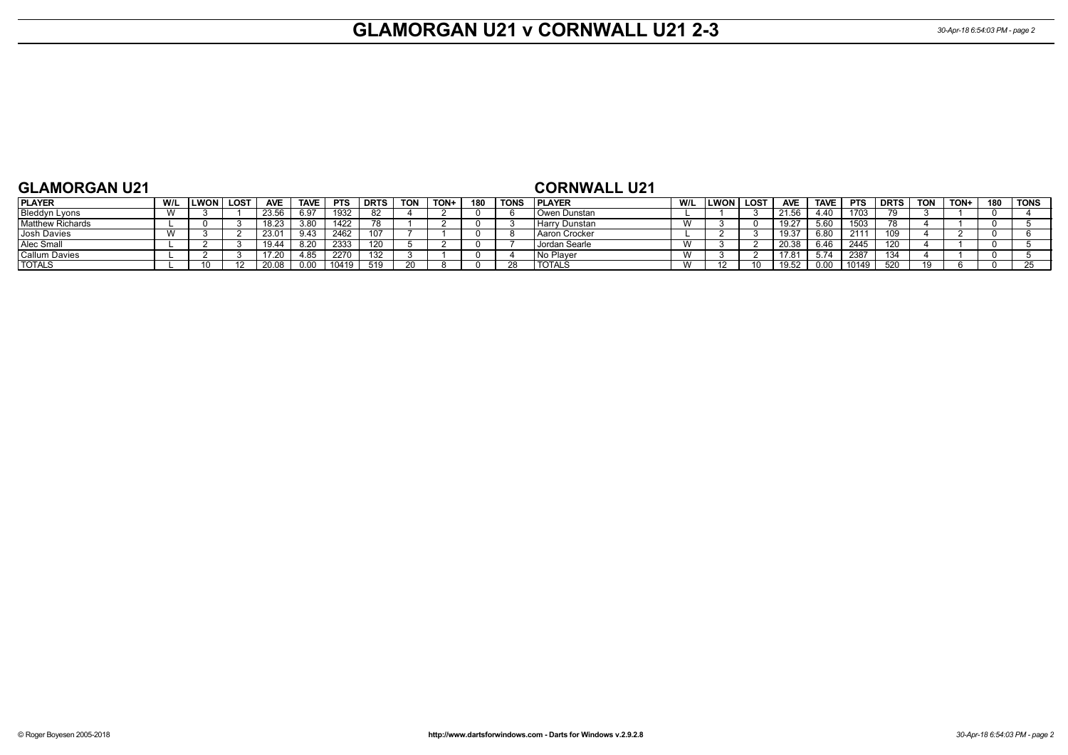# GLAMORGAN U21 v CORNWALL U21 2-3

## GLAMORGAN U21

| PLAYER | W/L | LWON | LOST | AVE | TAVE | PTS | DRTS | TON | TON+ | 180 | TONS |
|---|---|---|---|---|---|---|---|---|---|---|---|
| Bleddyn Lyons | W | 3 | 1 | 23.56 | 6.97 | 1932 | 82 | 4 | 2 | 0 | 6 |
| Matthew Richards | L | 0 | 3 | 18.23 | 3.80 | 1422 | 78 | 1 | 2 | 0 | 3 |
| Josh Davies | W | 3 | 2 | 23.01 | 9.43 | 2462 | 107 | 7 | 1 | 0 | 8 |
| Alec Small | L | 2 | 3 | 19.44 | 8.20 | 2333 | 120 | 5 | 2 | 0 | 7 |
| Callum Davies | L | 2 | 3 | 17.20 | 4.85 | 2270 | 132 | 3 | 1 | 0 | 4 |
| TOTALS | L | 10 | 12 | 20.08 | 0.00 | 10419 | 519 | 20 | 8 | 0 | 28 |

## CORNWALL U21

| PLAYER | W/L | LWON | LOST | AVE | TAVE | PTS | DRTS | TON | TON+ | 180 | TONS |
|---|---|---|---|---|---|---|---|---|---|---|---|
| Owen Dunstan | L | 1 | 3 | 21.56 | 4.40 | 1703 | 79 | 3 | 1 | 0 | 4 |
| Harry Dunstan | W | 3 | 0 | 19.27 | 5.60 | 1503 | 78 | 4 | 1 | 0 | 5 |
| Aaron Crocker | L | 2 | 3 | 19.37 | 6.80 | 2111 | 109 | 4 | 2 | 0 | 6 |
| Jordan Searle | W | 3 | 2 | 20.38 | 6.46 | 2445 | 120 | 4 | 1 | 0 | 5 |
| No Player | W | 3 | 2 | 17.81 | 5.74 | 2387 | 134 | 4 | 1 | 0 | 5 |
| TOTALS | W | 12 | 10 | 19.52 | 0.00 | 10149 | 520 | 19 | 6 | 0 | 25 |